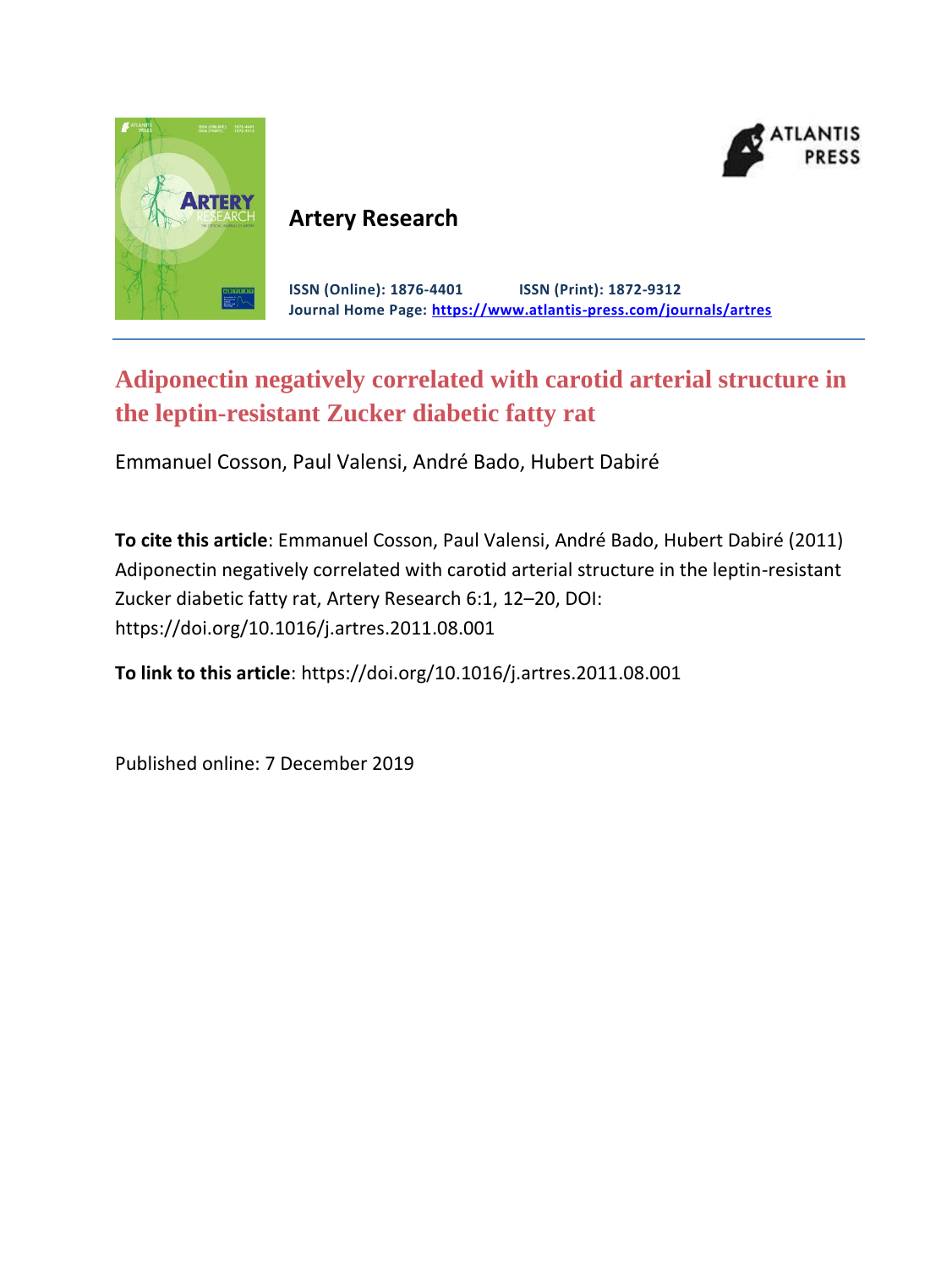**Artery Research**

**ISSN (Online): 1876-4401** **ISSN (Print): 1872-9312**
**Journal Home Page: https://www.atlantis-press.com/journals/artres**

# Adiponectin negatively correlated with carotid arterial structure in the leptin-resistant Zucker diabetic fatty rat

Emmanuel Cosson, Paul Valensi, André Bado, Hubert Dabiré

**To cite this article**: Emmanuel Cosson, Paul Valensi, André Bado, Hubert Dabiré (2011) Adiponectin negatively correlated with carotid arterial structure in the leptin-resistant Zucker diabetic fatty rat, Artery Research 6:1, 12–20, DOI: https://doi.org/10.1016/j.artres.2011.08.001

**To link to this article**: https://doi.org/10.1016/j.artres.2011.08.001

Published online: 7 December 2019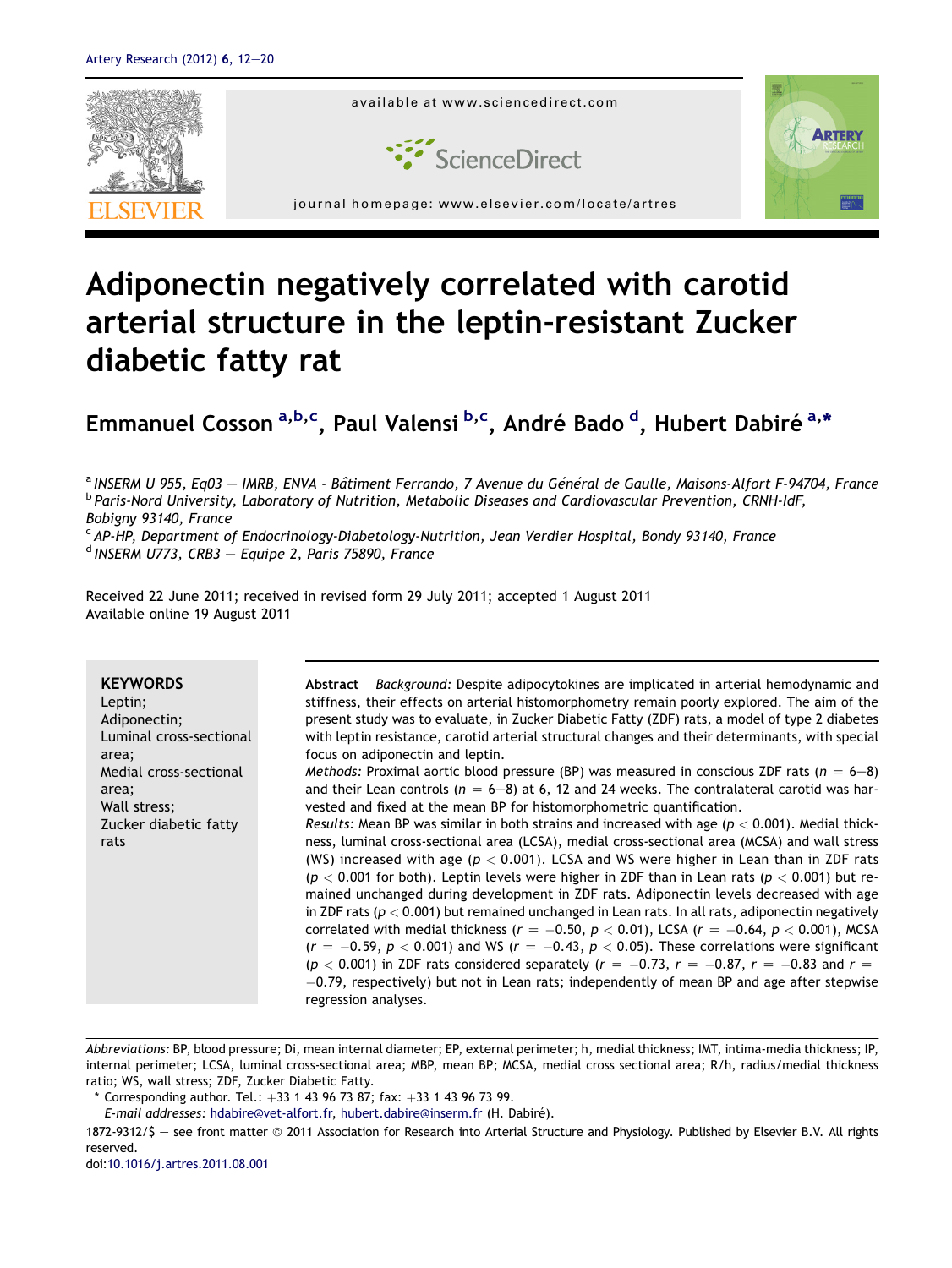# Adiponectin negatively correlated with carotid arterial structure in the leptin-resistant Zucker diabetic fatty rat

**Emmanuel Cosson** [a,b,c], **Paul Valensi** [b,c], **André Bado** [d], **Hubert Dabiré** [a,*]

[a] *INSERM U 955, Eq03 — IMRB, ENVA - Bâtiment Ferrando, 7 Avenue du Général de Gaulle, Maisons-Alfort F-94704, France*
[b] *Paris-Nord University, Laboratory of Nutrition, Metabolic Diseases and Cardiovascular Prevention, CRNH-IdF, Bobigny 93140, France*
[c] *AP-HP, Department of Endocrinology-Diabetology-Nutrition, Jean Verdier Hospital, Bondy 93140, France*
[d] *INSERM U773, CRB3 — Equipe 2, Paris 75890, France*

Received 22 June 2011; received in revised form 29 July 2011; accepted 1 August 2011
Available online 19 August 2011

**KEYWORDS**
Leptin;
Adiponectin;
Luminal cross-sectional area;
Medial cross-sectional area;
Wall stress;
Zucker diabetic fatty rats

**Abstract** *Background:* Despite adipocytokines are implicated in arterial hemodynamic and stiffness, their effects on arterial histomorphometry remain poorly explored. The aim of the present study was to evaluate, in Zucker Diabetic Fatty (ZDF) rats, a model of type 2 diabetes with leptin resistance, carotid arterial structural changes and their determinants, with special focus on adiponectin and leptin.
*Methods:* Proximal aortic blood pressure (BP) was measured in conscious ZDF rats ($n = 6$–$8$) and their Lean controls ($n = 6$–$8$) at 6, 12 and 24 weeks. The contralateral carotid was harvested and fixed at the mean BP for histomorphometric quantification.
*Results:* Mean BP was similar in both strains and increased with age ($p < 0.001$). Medial thickness, luminal cross-sectional area (LCSA), medial cross-sectional area (MCSA) and wall stress (WS) increased with age ($p < 0.001$). LCSA and WS were higher in Lean than in ZDF rats ($p < 0.001$ for both). Leptin levels were higher in ZDF than in Lean rats ($p < 0.001$) but remained unchanged during development in ZDF rats. Adiponectin levels decreased with age in ZDF rats ($p < 0.001$) but remained unchanged in Lean rats. In all rats, adiponectin negatively correlated with medial thickness ($r = -0.50$, $p < 0.01$), LCSA ($r = -0.64$, $p < 0.001$), MCSA ($r = -0.59$, $p < 0.001$) and WS ($r = -0.43$, $p < 0.05$). These correlations were significant ($p < 0.001$) in ZDF rats considered separately ($r = -0.73$, $r = -0.87$, $r = -0.83$ and $r = -0.79$, respectively) but not in Lean rats; independently of mean BP and age after stepwise regression analyses.

*Abbreviations:* BP, blood pressure; Di, mean internal diameter; EP, external perimeter; h, medial thickness; IMT, intima-media thickness; IP, internal perimeter; LCSA, luminal cross-sectional area; MBP, mean BP; MCSA, medial cross sectional area; R/h, radius/medial thickness ratio; WS, wall stress; ZDF, Zucker Diabetic Fatty.

\* Corresponding author. Tel.: +33 1 43 96 73 87; fax: +33 1 43 96 73 99.
*E-mail addresses:* hdabire@vet-alfort.fr, hubert.dabire@inserm.fr (H. Dabiré).

1872-9312/$ — see front matter © 2011 Association for Research into Arterial Structure and Physiology. Published by Elsevier B.V. All rights reserved.
doi:10.1016/j.artres.2011.08.001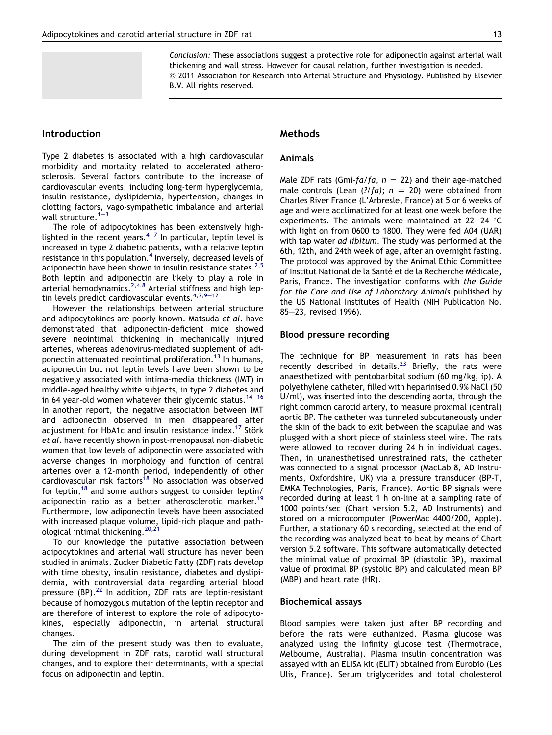*Conclusion:* These associations suggest a protective role for adiponectin against arterial wall thickening and wall stress. However for causal relation, further investigation is needed.
© 2011 Association for Research into Arterial Structure and Physiology. Published by Elsevier B.V. All rights reserved.

## Introduction

Type 2 diabetes is associated with a high cardiovascular morbidity and mortality related to accelerated atherosclerosis. Several factors contribute to the increase of cardiovascular events, including long-term hyperglycemia, insulin resistance, dyslipidemia, hypertension, changes in clotting factors, vago-sympathetic imbalance and arterial wall structure.[1–3]

The role of adipocytokines has been extensively highlighted in the recent years.[4–7] In particular, leptin level is increased in type 2 diabetic patients, with a relative leptin resistance in this population.[4] Inversely, decreased levels of adiponectin have been shown in insulin resistance states.[2,5] Both leptin and adiponectin are likely to play a role in arterial hemodynamics.[2,4,8] Arterial stiffness and high leptin levels predict cardiovascular events.[4,7,9–12]

However the relationships between arterial structure and adipocytokines are poorly known. Matsuda *et al*. have demonstrated that adiponectin-deficient mice showed severe neointimal thickening in mechanically injured arteries, whereas adenovirus-mediated supplement of adiponectin attenuated neointimal proliferation.[13] In humans, adiponectin but not leptin levels have been shown to be negatively associated with intima-media thickness (IMT) in middle-aged healthy white subjects, in type 2 diabetes and in 64 year-old women whatever their glycemic status.[14–16] In another report, the negative association between IMT and adiponectin observed in men disappeared after adjustment for HbA1c and insulin resistance index.[17] Störk *et al*. have recently shown in post-menopausal non-diabetic women that low levels of adiponectin were associated with adverse changes in morphology and function of central arteries over a 12-month period, independently of other cardiovascular risk factors[18] No association was observed for leptin,[18] and some authors suggest to consider leptin/adiponectin ratio as a better atherosclerotic marker.[19] Furthermore, low adiponectin levels have been associated with increased plaque volume, lipid-rich plaque and pathological intimal thickening.[20,21]

To our knowledge the putative association between adipocytokines and arterial wall structure has never been studied in animals. Zucker Diabetic Fatty (ZDF) rats develop with time obesity, insulin resistance, diabetes and dyslipidemia, with controversial data regarding arterial blood pressure (BP).[22] In addition, ZDF rats are leptin-resistant because of homozygous mutation of the leptin receptor and are therefore of interest to explore the role of adipocytokines, especially adiponectin, in arterial structural changes.

The aim of the present study was then to evaluate, during development in ZDF rats, carotid wall structural changes, and to explore their determinants, with a special focus on adiponectin and leptin.

## Methods

### Animals

Male ZDF rats (Gmi-*fa*/*fa*, $n = 22$) and their age-matched male controls (Lean (*?*/*fa*); $n = 20$) were obtained from Charles River France (L'Arbresle, France) at 5 or 6 weeks of age and were acclimatized for at least one week before the experiments. The animals were maintained at 22–24 °C with light on from 0600 to 1800. They were fed A04 (UAR) with tap water *ad libitum*. The study was performed at the 6th, 12th, and 24th week of age, after an overnight fasting. The protocol was approved by the Animal Ethic Committee of Institut National de la Santé et de la Recherche Médicale, Paris, France. The investigation conforms with *the Guide for the Care and Use of Laboratory Animals* published by the US National Institutes of Health (NIH Publication No. 85–23, revised 1996).

### Blood pressure recording

The technique for BP measurement in rats has been recently described in details.[23] Briefly, the rats were anaesthetized with pentobarbital sodium (60 mg/kg, ip). A polyethylene catheter, filled with heparinised 0.9% NaCl (50 U/ml), was inserted into the descending aorta, through the right common carotid artery, to measure proximal (central) aortic BP. The catheter was tunneled subcutaneously under the skin of the back to exit between the scapulae and was plugged with a short piece of stainless steel wire. The rats were allowed to recover during 24 h in individual cages. Then, in unanesthetised unrestrained rats, the catheter was connected to a signal processor (MacLab 8, AD Instruments, Oxfordshire, UK) via a pressure transducer (BP-T, EMKA Technologies, Paris, France). Aortic BP signals were recorded during at least 1 h on-line at a sampling rate of 1000 points/sec (Chart version 5.2, AD Instruments) and stored on a microcomputer (PowerMac 4400/200, Apple). Further, a stationary 60 s recording, selected at the end of the recording was analyzed beat-to-beat by means of Chart version 5.2 software. This software automatically detected the minimal value of proximal BP (diastolic BP), maximal value of proximal BP (systolic BP) and calculated mean BP (MBP) and heart rate (HR).

### Biochemical assays

Blood samples were taken just after BP recording and before the rats were euthanized. Plasma glucose was analyzed using the Infinity glucose test (Thermotrace, Melbourne, Australia). Plasma insulin concentration was assayed with an ELISA kit (ELIT) obtained from Eurobio (Les Ulis, France). Serum triglycerides and total cholesterol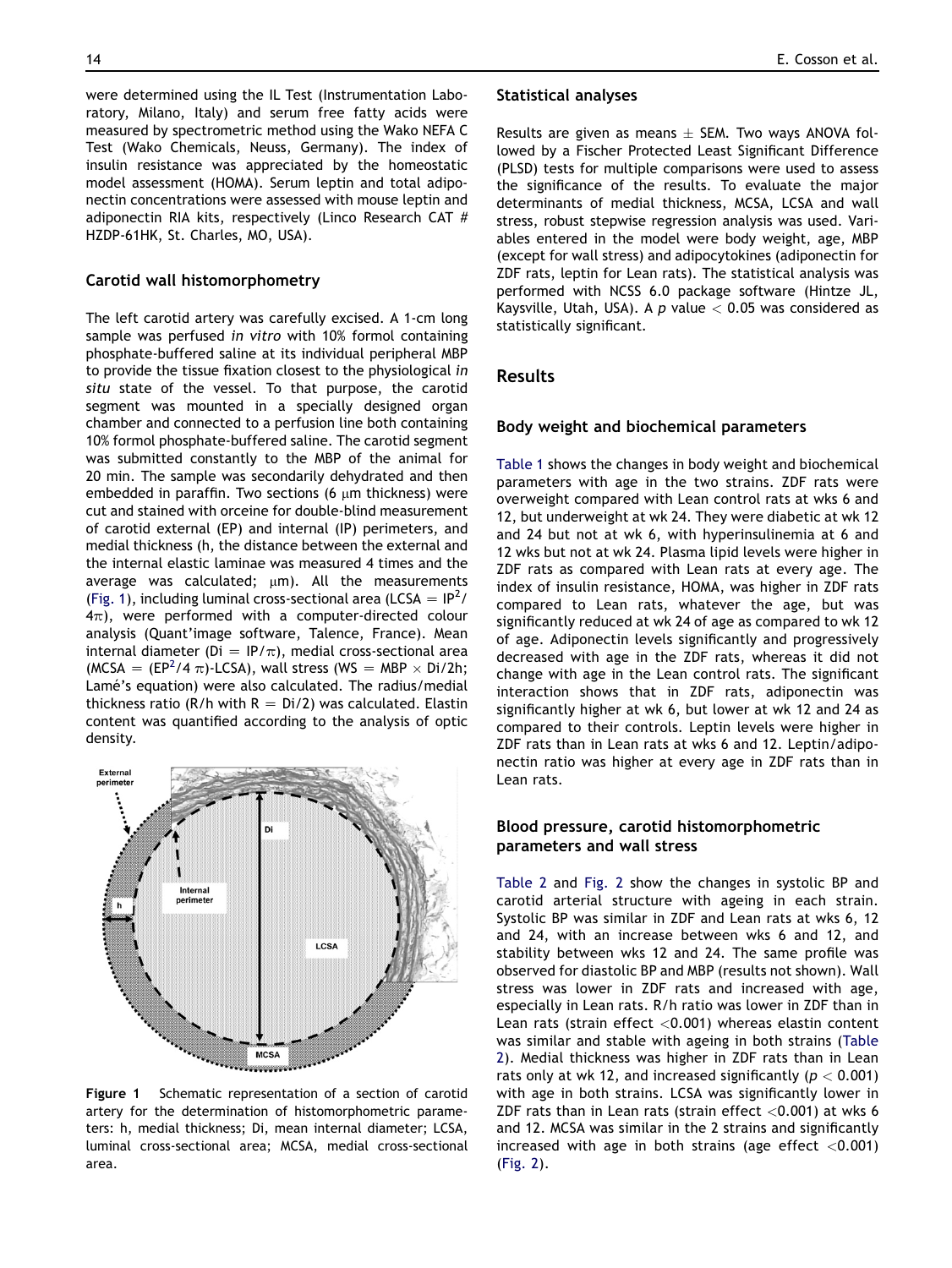were determined using the IL Test (Instrumentation Laboratory, Milano, Italy) and serum free fatty acids were measured by spectrometric method using the Wako NEFA C Test (Wako Chemicals, Neuss, Germany). The index of insulin resistance was appreciated by the homeostatic model assessment (HOMA). Serum leptin and total adiponectin concentrations were assessed with mouse leptin and adiponectin RIA kits, respectively (Linco Research CAT # HZDP-61HK, St. Charles, MO, USA).

### Carotid wall histomorphometry

The left carotid artery was carefully excised. A 1-cm long sample was perfused *in vitro* with 10% formol containing phosphate-buffered saline at its individual peripheral MBP to provide the tissue fixation closest to the physiological *in situ* state of the vessel. To that purpose, the carotid segment was mounted in a specially designed organ chamber and connected to a perfusion line both containing 10% formol phosphate-buffered saline. The carotid segment was submitted constantly to the MBP of the animal for 20 min. The sample was secondarily dehydrated and then embedded in paraffin. Two sections (6 μm thickness) were cut and stained with orceine for double-blind measurement of carotid external (EP) and internal (IP) perimeters, and medial thickness (h, the distance between the external and the internal elastic laminae was measured 4 times and the average was calculated; μm). All the measurements (Fig. 1), including luminal cross-sectional area (LCSA = $IP^2/4\pi$), were performed with a computer-directed colour analysis (Quant'image software, Talence, France). Mean internal diameter (Di = $IP/\pi$), medial cross-sectional area (MCSA = ($EP^2/4\pi$)-LCSA), wall stress (WS = MBP × Di/2h; Lamé's equation) were also calculated. The radius/medial thickness ratio (R/h with R = Di/2) was calculated. Elastin content was quantified according to the analysis of optic density.

**Figure 1** Schematic representation of a section of carotid artery for the determination of histomorphometric parameters: h, medial thickness; Di, mean internal diameter; LCSA, luminal cross-sectional area; MCSA, medial cross-sectional area.

### Statistical analyses

Results are given as means ± SEM. Two ways ANOVA followed by a Fischer Protected Least Significant Difference (PLSD) tests for multiple comparisons were used to assess the significance of the results. To evaluate the major determinants of medial thickness, MCSA, LCSA and wall stress, robust stepwise regression analysis was used. Variables entered in the model were body weight, age, MBP (except for wall stress) and adipocytokines (adiponectin for ZDF rats, leptin for Lean rats). The statistical analysis was performed with NCSS 6.0 package software (Hintze JL, Kaysville, Utah, USA). A $p$ value $< 0.05$ was considered as statistically significant.

## Results

### Body weight and biochemical parameters

Table 1 shows the changes in body weight and biochemical parameters with age in the two strains. ZDF rats were overweight compared with Lean control rats at wks 6 and 12, but underweight at wk 24. They were diabetic at wk 12 and 24 but not at wk 6, with hyperinsulinemia at 6 and 12 wks but not at wk 24. Plasma lipid levels were higher in ZDF rats as compared with Lean rats at every age. The index of insulin resistance, HOMA, was higher in ZDF rats compared to Lean rats, whatever the age, but was significantly reduced at wk 24 of age as compared to wk 12 of age. Adiponectin levels significantly and progressively decreased with age in the ZDF rats, whereas it did not change with age in the Lean control rats. The significant interaction shows that in ZDF rats, adiponectin was significantly higher at wk 6, but lower at wk 12 and 24 as compared to their controls. Leptin levels were higher in ZDF rats than in Lean rats at wks 6 and 12. Leptin/adiponectin ratio was higher at every age in ZDF rats than in Lean rats.

### Blood pressure, carotid histomorphometric parameters and wall stress

Table 2 and Fig. 2 show the changes in systolic BP and carotid arterial structure with ageing in each strain. Systolic BP was similar in ZDF and Lean rats at wks 6, 12 and 24, with an increase between wks 6 and 12, and stability between wks 12 and 24. The same profile was observed for diastolic BP and MBP (results not shown). Wall stress was lower in ZDF rats and increased with age, especially in Lean rats. R/h ratio was lower in ZDF than in Lean rats (strain effect <0.001) whereas elastin content was similar and stable with ageing in both strains (Table 2). Medial thickness was higher in ZDF rats than in Lean rats only at wk 12, and increased significantly ($p < 0.001$) with age in both strains. LCSA was significantly lower in ZDF rats than in Lean rats (strain effect <0.001) at wks 6 and 12. MCSA was similar in the 2 strains and significantly increased with age in both strains (age effect <0.001) (Fig. 2).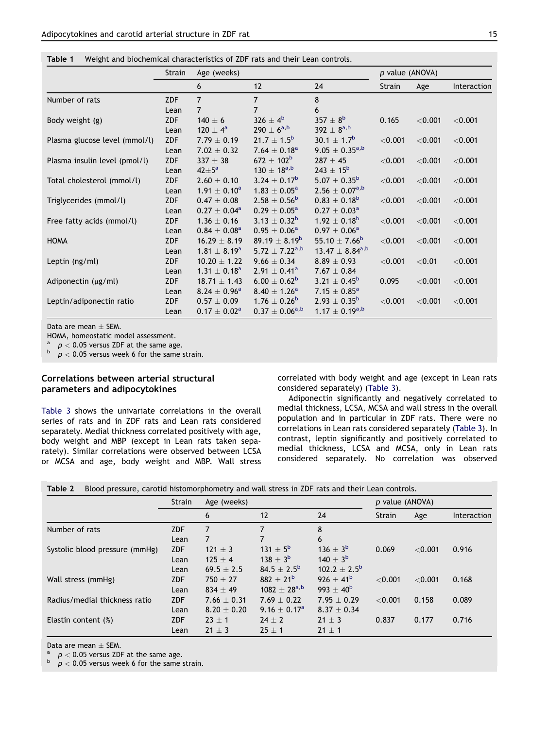**Table 1** Weight and biochemical characteristics of ZDF rats and their Lean controls.

| | Strain | Age (weeks) | | | *p* value (ANOVA) | | |
|---|---|---|---|---|---|---|---|
| | | 6 | 12 | 24 | Strain | Age | Interaction |
| Number of rats | ZDF | 7 | 7 | 8 | | | |
| | Lean | 7 | 7 | 6 | | | |
| Body weight (g) | ZDF | 140 ± 6 | 326 ± 4[b] | 357 ± 8[b] | 0.165 | <0.001 | <0.001 |
| | Lean | 120 ± 4[a] | 290 ± 6[a,b] | 392 ± 8[a,b] | | | |
| Plasma glucose level (mmol/l) | ZDF | 7.79 ± 0.19 | 21.7 ± 1.5[b] | 30.1 ± 1.7[b] | <0.001 | <0.001 | <0.001 |
| | Lean | 7.02 ± 0.32 | 7.64 ± 0.18[a] | 9.05 ± 0.35[a,b] | | | |
| Plasma insulin level (pmol/l) | ZDF | 337 ± 38 | 672 ± 102[b] | 287 ± 45 | <0.001 | <0.001 | <0.001 |
| | Lean | 42±5[a] | 130 ± 18[a,b] | 243 ± 15[b] | | | |
| Total cholesterol (mmol/l) | ZDF | 2.60 ± 0.10 | 3.24 ± 0.17[b] | 5.07 ± 0.35[b] | <0.001 | <0.001 | <0.001 |
| | Lean | 1.91 ± 0.10[a] | 1.83 ± 0.05[a] | 2.56 ± 0.07[a,b] | | | |
| Triglycerides (mmol/l) | ZDF | 0.47 ± 0.08 | 2.58 ± 0.56[b] | 0.83 ± 0.18[b] | <0.001 | <0.001 | <0.001 |
| | Lean | 0.27 ± 0.04[a] | 0.29 ± 0.05[a] | 0.27 ± 0.03[a] | | | |
| Free fatty acids (mmol/l) | ZDF | 1.36 ± 0.16 | 3.13 ± 0.32[b] | 1.92 ± 0.18[b] | <0.001 | <0.001 | <0.001 |
| | Lean | 0.84 ± 0.08[a] | 0.95 ± 0.06[a] | 0.97 ± 0.06[a] | | | |
| HOMA | ZDF | 16.29 ± 8.19 | 89.19 ± 8.19[b] | 55.10 ± 7.66[b] | <0.001 | <0.001 | <0.001 |
| | Lean | 1.81 ± 8.19[a] | 5.72 ± 7.22[a,b] | 13.47 ± 8.84[a,b] | | | |
| Leptin (ng/ml) | ZDF | 10.20 ± 1.22 | 9.66 ± 0.34 | 8.89 ± 0.93 | <0.001 | <0.01 | <0.001 |
| | Lean | 1.31 ± 0.18[a] | 2.91 ± 0.41[a] | 7.67 ± 0.84 | | | |
| Adiponectin (μg/ml) | ZDF | 18.71 ± 1.43 | 6.00 ± 0.62[b] | 3.21 ± 0.45[b] | 0.095 | <0.001 | <0.001 |
| | Lean | 8.24 ± 0.96[a] | 8.40 ± 1.26[a] | 7.15 ± 0.85[a] | | | |
| Leptin/adiponectin ratio | ZDF | 0.57 ± 0.09 | 1.76 ± 0.26[b] | 2.93 ± 0.35[b] | <0.001 | <0.001 | <0.001 |
| | Lean | 0.17 ± 0.02[a] | 0.37 ± 0.06[a,b] | 1.17 ± 0.19[a,b] | | | |

Data are mean ± SEM.
HOMA, homeostatic model assessment.
[a] $p < 0.05$ versus ZDF at the same age.
[b] $p < 0.05$ versus week 6 for the same strain.

## Correlations between arterial structural parameters and adipocytokines

Table 3 shows the univariate correlations in the overall series of rats and in ZDF rats and Lean rats considered separately. Medial thickness correlated positively with age, body weight and MBP (except in Lean rats taken separately). Similar correlations were observed between LCSA or MCSA and age, body weight and MBP. Wall stress correlated with body weight and age (except in Lean rats considered separately) (Table 3).

Adiponectin significantly and negatively correlated to medial thickness, LCSA, MCSA and wall stress in the overall population and in particular in ZDF rats. There were no correlations in Lean rats considered separately (Table 3). In contrast, leptin significantly and positively correlated to medial thickness, LCSA and MCSA, only in Lean rats considered separately. No correlation was observed

**Table 2** Blood pressure, carotid histomorphometry and wall stress in ZDF rats and their Lean controls.

| | Strain | Age (weeks) | | | *p* value (ANOVA) | | |
|---|---|---|---|---|---|---|---|
| | | 6 | 12 | 24 | Strain | Age | Interaction |
| Number of rats | ZDF | 7 | 7 | 8 | | | |
| | Lean | 7 | 7 | 6 | | | |
| Systolic blood pressure (mmHg) | ZDF | 121 ± 3 | 131 ± 5[b] | 136 ± 3[b] | 0.069 | <0.001 | 0.916 |
| | Lean | 125 ± 4 | 138 ± 3[b] | 140 ± 3[b] | | | |
| | Lean | 69.5 ± 2.5 | 84.5 ± 2.5[b] | 102.2 ± 2.5[b] | | | |
| Wall stress (mmHg) | ZDF | 750 ± 27 | 882 ± 21[b] | 926 ± 41[b] | <0.001 | <0.001 | 0.168 |
| | Lean | 834 ± 49 | 1082 ± 28[a,b] | 993 ± 40[b] | | | |
| Radius/medial thickness ratio | ZDF | 7.66 ± 0.31 | 7.69 ± 0.22 | 7.95 ± 0.29 | <0.001 | 0.158 | 0.089 |
| | Lean | 8.20 ± 0.20 | 9.16 ± 0.17[a] | 8.37 ± 0.34 | | | |
| Elastin content (%) | ZDF | 23 ± 1 | 24 ± 2 | 21 ± 3 | 0.837 | 0.177 | 0.716 |
| | Lean | 21 ± 3 | 25 ± 1 | 21 ± 1 | | | |

Data are mean ± SEM.
[a] $p < 0.05$ versus ZDF at the same age.
[b] $p < 0.05$ versus week 6 for the same strain.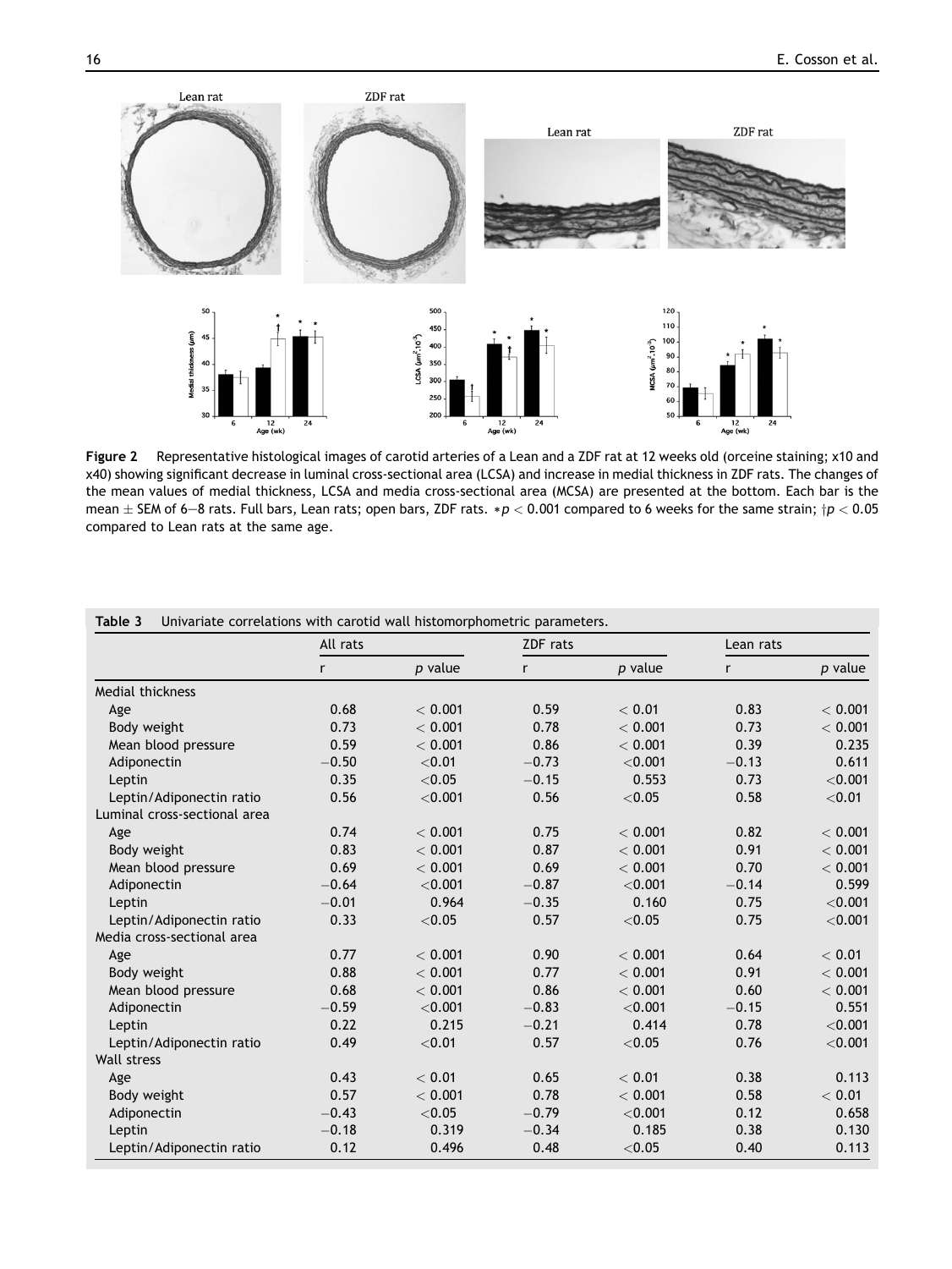**Figure 2** Representative histological images of carotid arteries of a Lean and a ZDF rat at 12 weeks old (orceine staining; x10 and x40) showing significant decrease in luminal cross-sectional area (LCSA) and increase in medial thickness in ZDF rats. The changes of the mean values of medial thickness, LCSA and media cross-sectional area (MCSA) are presented at the bottom. Each bar is the mean ± SEM of 6–8 rats. Full bars, Lean rats; open bars, ZDF rats. $* p < 0.001$ compared to 6 weeks for the same strain; $\dagger p < 0.05$ compared to Lean rats at the same age.

**Table 3** Univariate correlations with carotid wall histomorphometric parameters.

| | All rats | | ZDF rats | | Lean rats | |
|---|---|---|---|---|---|---|
| | r | p value | r | p value | r | p value |
| Medial thickness | | | | | | |
| Age | 0.68 | < 0.001 | 0.59 | < 0.01 | 0.83 | < 0.001 |
| Body weight | 0.73 | < 0.001 | 0.78 | < 0.001 | 0.73 | < 0.001 |
| Mean blood pressure | 0.59 | < 0.001 | 0.86 | < 0.001 | 0.39 | 0.235 |
| Adiponectin | −0.50 | <0.01 | −0.73 | <0.001 | −0.13 | 0.611 |
| Leptin | 0.35 | <0.05 | −0.15 | 0.553 | 0.73 | <0.001 |
| Leptin/Adiponectin ratio | 0.56 | <0.001 | 0.56 | <0.05 | 0.58 | <0.01 |
| Luminal cross-sectional area | | | | | | |
| Age | 0.74 | < 0.001 | 0.75 | < 0.001 | 0.82 | < 0.001 |
| Body weight | 0.83 | < 0.001 | 0.87 | < 0.001 | 0.91 | < 0.001 |
| Mean blood pressure | 0.69 | < 0.001 | 0.69 | < 0.001 | 0.70 | < 0.001 |
| Adiponectin | −0.64 | <0.001 | −0.87 | <0.001 | −0.14 | 0.599 |
| Leptin | −0.01 | 0.964 | −0.35 | 0.160 | 0.75 | <0.001 |
| Leptin/Adiponectin ratio | 0.33 | <0.05 | 0.57 | <0.05 | 0.75 | <0.001 |
| Media cross-sectional area | | | | | | |
| Age | 0.77 | < 0.001 | 0.90 | < 0.001 | 0.64 | < 0.01 |
| Body weight | 0.88 | < 0.001 | 0.77 | < 0.001 | 0.91 | < 0.001 |
| Mean blood pressure | 0.68 | < 0.001 | 0.86 | < 0.001 | 0.60 | < 0.001 |
| Adiponectin | −0.59 | <0.001 | −0.83 | <0.001 | −0.15 | 0.551 |
| Leptin | 0.22 | 0.215 | −0.21 | 0.414 | 0.78 | <0.001 |
| Leptin/Adiponectin ratio | 0.49 | <0.01 | 0.57 | <0.05 | 0.76 | <0.001 |
| Wall stress | | | | | | |
| Age | 0.43 | < 0.01 | 0.65 | < 0.01 | 0.38 | 0.113 |
| Body weight | 0.57 | < 0.001 | 0.78 | < 0.001 | 0.58 | < 0.01 |
| Adiponectin | −0.43 | <0.05 | −0.79 | <0.001 | 0.12 | 0.658 |
| Leptin | −0.18 | 0.319 | −0.34 | 0.185 | 0.38 | 0.130 |
| Leptin/Adiponectin ratio | 0.12 | 0.496 | 0.48 | <0.05 | 0.40 | 0.113 |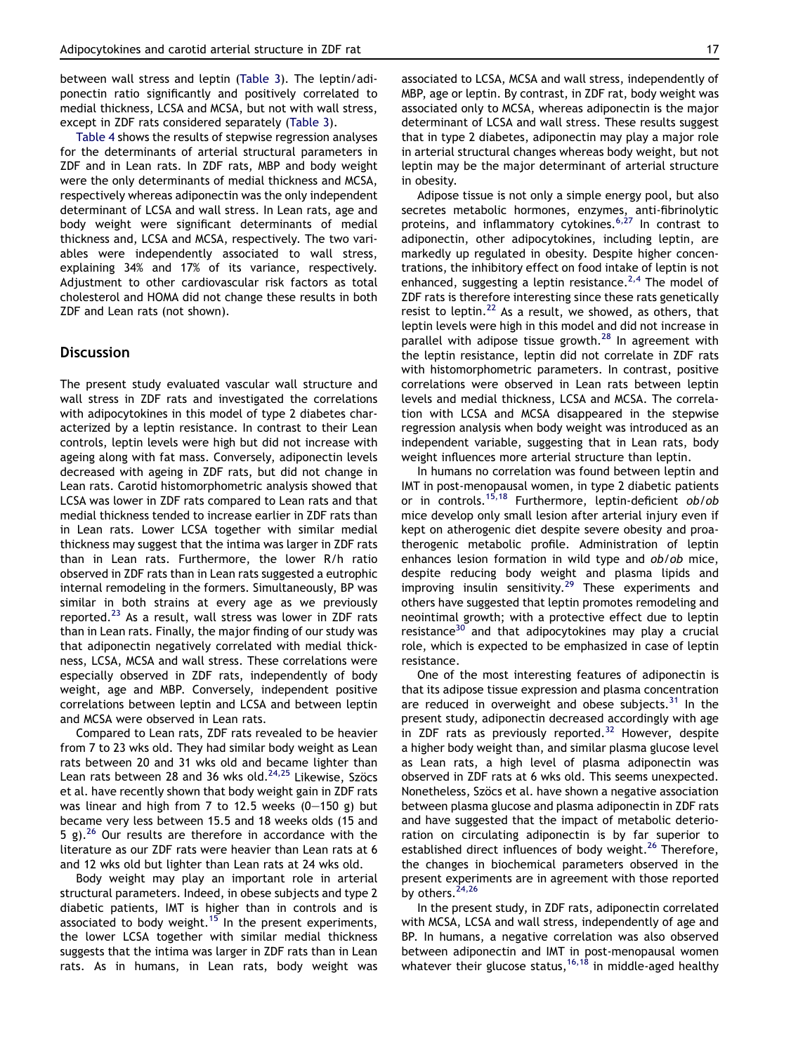between wall stress and leptin (Table 3). The leptin/adiponectin ratio significantly and positively correlated to medial thickness, LCSA and MCSA, but not with wall stress, except in ZDF rats considered separately (Table 3).

Table 4 shows the results of stepwise regression analyses for the determinants of arterial structural parameters in ZDF and in Lean rats. In ZDF rats, MBP and body weight were the only determinants of medial thickness and MCSA, respectively whereas adiponectin was the only independent determinant of LCSA and wall stress. In Lean rats, age and body weight were significant determinants of medial thickness and, LCSA and MCSA, respectively. The two variables were independently associated to wall stress, explaining 34% and 17% of its variance, respectively. Adjustment to other cardiovascular risk factors as total cholesterol and HOMA did not change these results in both ZDF and Lean rats (not shown).

## Discussion

The present study evaluated vascular wall structure and wall stress in ZDF rats and investigated the correlations with adipocytokines in this model of type 2 diabetes characterized by a leptin resistance. In contrast to their Lean controls, leptin levels were high but did not increase with ageing along with fat mass. Conversely, adiponectin levels decreased with ageing in ZDF rats, but did not change in Lean rats. Carotid histomorphometric analysis showed that LCSA was lower in ZDF rats compared to Lean rats and that medial thickness tended to increase earlier in ZDF rats than in Lean rats. Lower LCSA together with similar medial thickness may suggest that the intima was larger in ZDF rats than in Lean rats. Furthermore, the lower R/h ratio observed in ZDF rats than in Lean rats suggested a eutrophic internal remodeling in the formers. Simultaneously, BP was similar in both strains at every age as we previously reported.[23] As a result, wall stress was lower in ZDF rats than in Lean rats. Finally, the major finding of our study was that adiponectin negatively correlated with medial thickness, LCSA, MCSA and wall stress. These correlations were especially observed in ZDF rats, independently of body weight, age and MBP. Conversely, independent positive correlations between leptin and LCSA and between leptin and MCSA were observed in Lean rats.

Compared to Lean rats, ZDF rats revealed to be heavier from 7 to 23 wks old. They had similar body weight as Lean rats between 20 and 31 wks old and became lighter than Lean rats between 28 and 36 wks old.[24,25] Likewise, Szöcs et al. have recently shown that body weight gain in ZDF rats was linear and high from 7 to 12.5 weeks (0–150 g) but became very less between 15.5 and 18 weeks olds (15 and 5 g).[26] Our results are therefore in accordance with the literature as our ZDF rats were heavier than Lean rats at 6 and 12 wks old but lighter than Lean rats at 24 wks old.

Body weight may play an important role in arterial structural parameters. Indeed, in obese subjects and type 2 diabetic patients, IMT is higher than in controls and is associated to body weight.[15] In the present experiments, the lower LCSA together with similar medial thickness suggests that the intima was larger in ZDF rats than in Lean rats. As in humans, in Lean rats, body weight was associated to LCSA, MCSA and wall stress, independently of MBP, age or leptin. By contrast, in ZDF rat, body weight was associated only to MCSA, whereas adiponectin is the major determinant of LCSA and wall stress. These results suggest that in type 2 diabetes, adiponectin may play a major role in arterial structural changes whereas body weight, but not leptin may be the major determinant of arterial structure in obesity.

Adipose tissue is not only a simple energy pool, but also secretes metabolic hormones, enzymes, anti-fibrinolytic proteins, and inflammatory cytokines.[6,27] In contrast to adiponectin, other adipocytokines, including leptin, are markedly up regulated in obesity. Despite higher concentrations, the inhibitory effect on food intake of leptin is not enhanced, suggesting a leptin resistance.[2,4] The model of ZDF rats is therefore interesting since these rats genetically resist to leptin.[22] As a result, we showed, as others, that leptin levels were high in this model and did not increase in parallel with adipose tissue growth.[28] In agreement with the leptin resistance, leptin did not correlate in ZDF rats with histomorphometric parameters. In contrast, positive correlations were observed in Lean rats between leptin levels and medial thickness, LCSA and MCSA. The correlation with LCSA and MCSA disappeared in the stepwise regression analysis when body weight was introduced as an independent variable, suggesting that in Lean rats, body weight influences more arterial structure than leptin.

In humans no correlation was found between leptin and IMT in post-menopausal women, in type 2 diabetic patients or in controls.[15,18] Furthermore, leptin-deficient *ob/ob* mice develop only small lesion after arterial injury even if kept on atherogenic diet despite severe obesity and proatherogenic metabolic profile. Administration of leptin enhances lesion formation in wild type and *ob/ob* mice, despite reducing body weight and plasma lipids and improving insulin sensitivity.[29] These experiments and others have suggested that leptin promotes remodeling and neointimal growth; with a protective effect due to leptin resistance[30] and that adipocytokines may play a crucial role, which is expected to be emphasized in case of leptin resistance.

One of the most interesting features of adiponectin is that its adipose tissue expression and plasma concentration are reduced in overweight and obese subjects.[31] In the present study, adiponectin decreased accordingly with age in ZDF rats as previously reported.[32] However, despite a higher body weight than, and similar plasma glucose level as Lean rats, a high level of plasma adiponectin was observed in ZDF rats at 6 wks old. This seems unexpected. Nonetheless, Szöcs et al. have shown a negative association between plasma glucose and plasma adiponectin in ZDF rats and have suggested that the impact of metabolic deterioration on circulating adiponectin is by far superior to established direct influences of body weight.[26] Therefore, the changes in biochemical parameters observed in the present experiments are in agreement with those reported by others.[24,26]

In the present study, in ZDF rats, adiponectin correlated with MCSA, LCSA and wall stress, independently of age and BP. In humans, a negative correlation was also observed between adiponectin and IMT in post-menopausal women whatever their glucose status,[16,18] in middle-aged healthy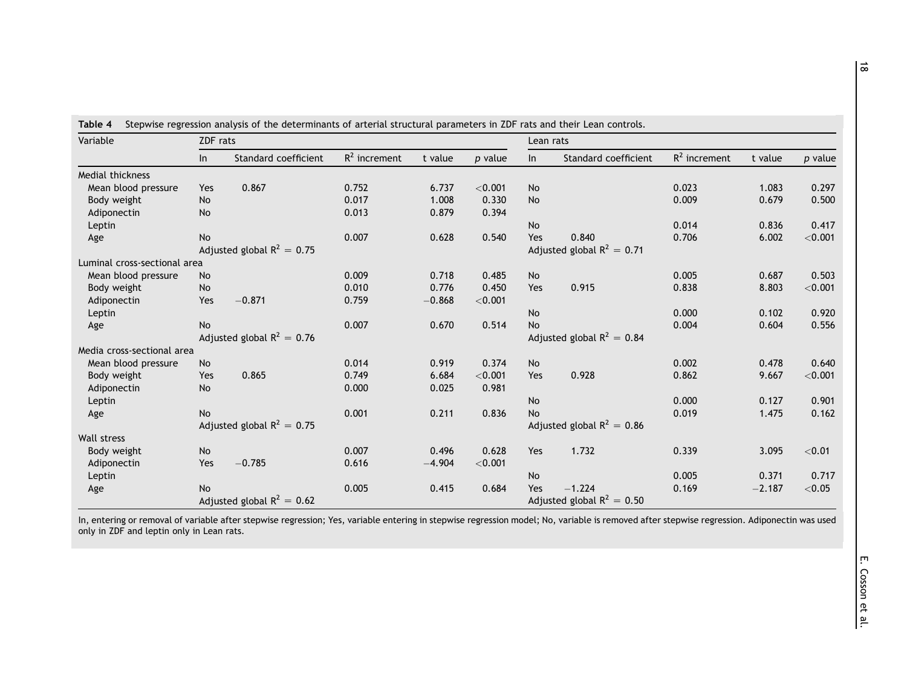**Table 4** Stepwise regression analysis of the determinants of arterial structural parameters in ZDF rats and their Lean controls.

| Variable | ZDF rats | | | | | Lean rats | | | | |
|---|---|---|---|---|---|---|---|---|---|---|
| | In | Standard coefficient | $R^2$ increment | t value | *p* value | In | Standard coefficient | $R^2$ increment | t value | *p* value |
| Medial thickness | | | | | | | | | | |
| Mean blood pressure | Yes | 0.867 | 0.752 | 6.737 | <0.001 | No | | 0.023 | 1.083 | 0.297 |
| Body weight | No | | 0.017 | 1.008 | 0.330 | No | | 0.009 | 0.679 | 0.500 |
| Adiponectin | No | | 0.013 | 0.879 | 0.394 | | | | | |
| Leptin | | | | | | No | | 0.014 | 0.836 | 0.417 |
| Age | No | | 0.007 | 0.628 | 0.540 | Yes | 0.840 | 0.706 | 6.002 | <0.001 |
| | Adjusted global $R^2 = 0.75$ | | | | | Adjusted global $R^2 = 0.71$ | | | | |
| Luminal cross-sectional area | | | | | | | | | | |
| Mean blood pressure | No | | 0.009 | 0.718 | 0.485 | No | | 0.005 | 0.687 | 0.503 |
| Body weight | No | | 0.010 | 0.776 | 0.450 | Yes | 0.915 | 0.838 | 8.803 | <0.001 |
| Adiponectin | Yes | −0.871 | 0.759 | −0.868 | <0.001 | | | | | |
| Leptin | | | | | | No | | 0.000 | 0.102 | 0.920 |
| Age | No | | 0.007 | 0.670 | 0.514 | No | | 0.004 | 0.604 | 0.556 |
| | Adjusted global $R^2 = 0.76$ | | | | | Adjusted global $R^2 = 0.84$ | | | | |
| Media cross-sectional area | | | | | | | | | | |
| Mean blood pressure | No | | 0.014 | 0.919 | 0.374 | No | | 0.002 | 0.478 | 0.640 |
| Body weight | Yes | 0.865 | 0.749 | 6.684 | <0.001 | Yes | 0.928 | 0.862 | 9.667 | <0.001 |
| Adiponectin | No | | 0.000 | 0.025 | 0.981 | | | | | |
| Leptin | | | | | | No | | 0.000 | 0.127 | 0.901 |
| Age | No | | 0.001 | 0.211 | 0.836 | No | | 0.019 | 1.475 | 0.162 |
| | Adjusted global $R^2 = 0.75$ | | | | | Adjusted global $R^2 = 0.86$ | | | | |
| Wall stress | | | | | | | | | | |
| Body weight | No | | 0.007 | 0.496 | 0.628 | Yes | 1.732 | 0.339 | 3.095 | <0.01 |
| Adiponectin | Yes | −0.785 | 0.616 | −4.904 | <0.001 | | | | | |
| Leptin | | | | | | No | | 0.005 | 0.371 | 0.717 |
| Age | No | | 0.005 | 0.415 | 0.684 | Yes | −1.224 | 0.169 | −2.187 | <0.05 |
| | Adjusted global $R^2 = 0.62$ | | | | | Adjusted global $R^2 = 0.50$ | | | | |

In, entering or removal of variable after stepwise regression; Yes, variable entering in stepwise regression model; No, variable is removed after stepwise regression. Adiponectin was used only in ZDF and leptin only in Lean rats.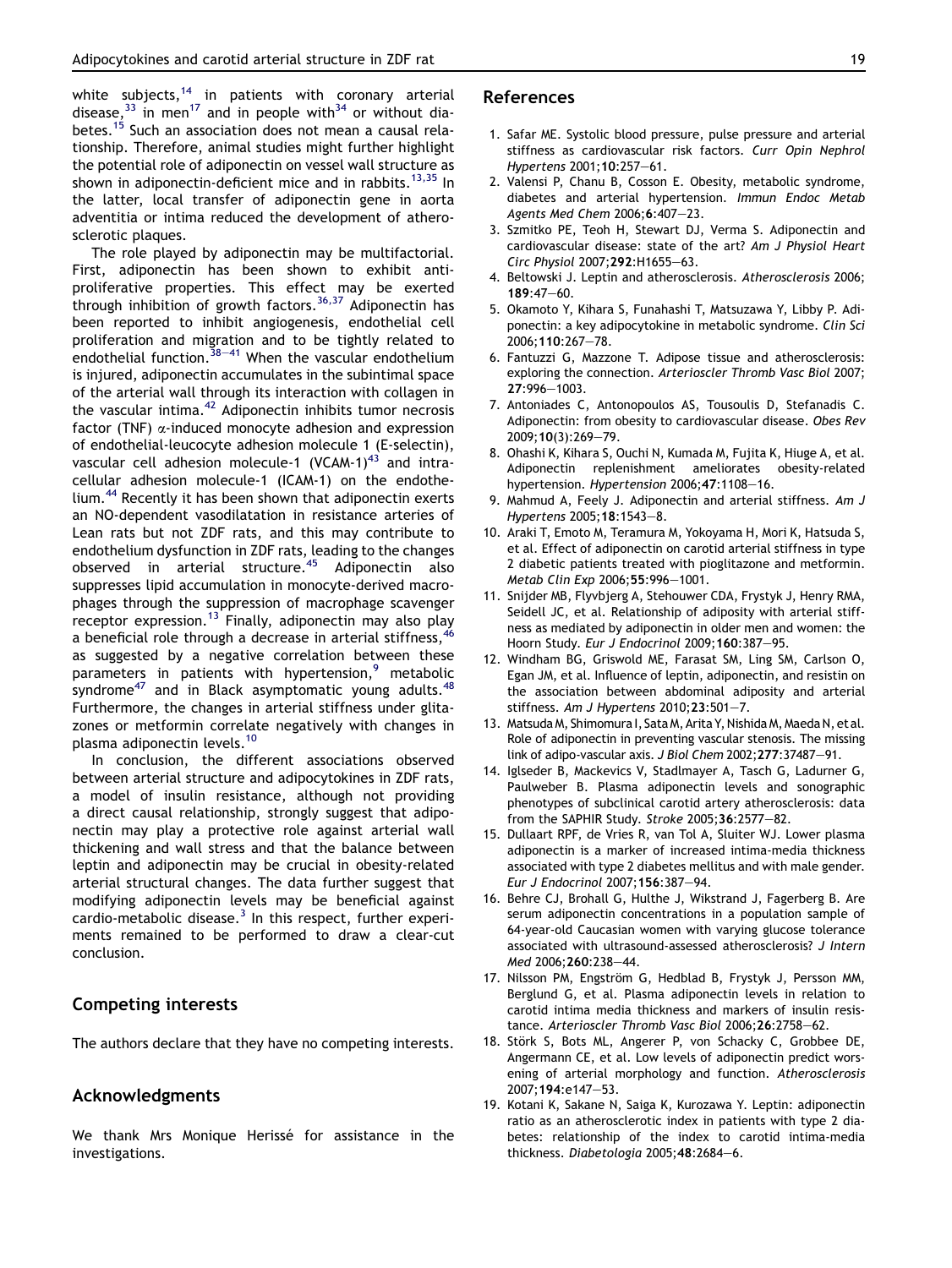white subjects,[14] in patients with coronary arterial disease,[33] in men[17] and in people with[34] or without diabetes.[15] Such an association does not mean a causal relationship. Therefore, animal studies might further highlight the potential role of adiponectin on vessel wall structure as shown in adiponectin-deficient mice and in rabbits.[13,35] In the latter, local transfer of adiponectin gene in aorta adventitia or intima reduced the development of atherosclerotic plaques.

The role played by adiponectin may be multifactorial. First, adiponectin has been shown to exhibit antiproliferative properties. This effect may be exerted through inhibition of growth factors.[36,37] Adiponectin has been reported to inhibit angiogenesis, endothelial cell proliferation and migration and to be tightly related to endothelial function.[38–41] When the vascular endothelium is injured, adiponectin accumulates in the subintimal space of the arterial wall through its interaction with collagen in the vascular intima.[42] Adiponectin inhibits tumor necrosis factor (TNF) $\alpha$-induced monocyte adhesion and expression of endothelial-leucocyte adhesion molecule 1 (E-selectin), vascular cell adhesion molecule-1 (VCAM-1)[43] and intracellular adhesion molecule-1 (ICAM-1) on the endothelium.[44] Recently it has been shown that adiponectin exerts an NO-dependent vasodilatation in resistance arteries of Lean rats but not ZDF rats, and this may contribute to endothelium dysfunction in ZDF rats, leading to the changes observed in arterial structure.[45] Adiponectin also suppresses lipid accumulation in monocyte-derived macrophages through the suppression of macrophage scavenger receptor expression.[13] Finally, adiponectin may also play a beneficial role through a decrease in arterial stiffness,[46] as suggested by a negative correlation between these parameters in patients with hypertension,[9] metabolic syndrome[47] and in Black asymptomatic young adults.[48] Furthermore, the changes in arterial stiffness under glitazones or metformin correlate negatively with changes in plasma adiponectin levels.[10]

In conclusion, the different associations observed between arterial structure and adipocytokines in ZDF rats, a model of insulin resistance, although not providing a direct causal relationship, strongly suggest that adiponectin may play a protective role against arterial wall thickening and wall stress and that the balance between leptin and adiponectin may be crucial in obesity-related arterial structural changes. The data further suggest that modifying adiponectin levels may be beneficial against cardio-metabolic disease.[3] In this respect, further experiments remained to be performed to draw a clear-cut conclusion.

## Competing interests

The authors declare that they have no competing interests.

## Acknowledgments

We thank Mrs Monique Herissé for assistance in the investigations.

## References

1. Safar ME. Systolic blood pressure, pulse pressure and arterial stiffness as cardiovascular risk factors. *Curr Opin Nephrol Hypertens* 2001;**10**:257–61.
2. Valensi P, Chanu B, Cosson E. Obesity, metabolic syndrome, diabetes and arterial hypertension. *Immun Endoc Metab Agents Med Chem* 2006;**6**:407–23.
3. Szmitko PE, Teoh H, Stewart DJ, Verma S. Adiponectin and cardiovascular disease: state of the art? *Am J Physiol Heart Circ Physiol* 2007;**292**:H1655–63.
4. Beltowski J. Leptin and atherosclerosis. *Atherosclerosis* 2006; **189**:47–60.
5. Okamoto Y, Kihara S, Funahashi T, Matsuzawa Y, Libby P. Adiponectin: a key adipocytokine in metabolic syndrome. *Clin Sci* 2006;**110**:267–78.
6. Fantuzzi G, Mazzone T. Adipose tissue and atherosclerosis: exploring the connection. *Arterioscler Thromb Vasc Biol* 2007; **27**:996–1003.
7. Antoniades C, Antonopoulos AS, Tousoulis D, Stefanadis C. Adiponectin: from obesity to cardiovascular disease. *Obes Rev* 2009;**10**(3):269–79.
8. Ohashi K, Kihara S, Ouchi N, Kumada M, Fujita K, Hiuge A, et al. Adiponectin replenishment ameliorates obesity-related hypertension. *Hypertension* 2006;**47**:1108–16.
9. Mahmud A, Feely J. Adiponectin and arterial stiffness. *Am J Hypertens* 2005;**18**:1543–8.
10. Araki T, Emoto M, Teramura M, Yokoyama H, Mori K, Hatsuda S, et al. Effect of adiponectin on carotid arterial stiffness in type 2 diabetic patients treated with pioglitazone and metformin. *Metab Clin Exp* 2006;**55**:996–1001.
11. Snijder MB, Flyvbjerg A, Stehouwer CDA, Frystyk J, Henry RMA, Seidell JC, et al. Relationship of adiposity with arterial stiffness as mediated by adiponectin in older men and women: the Hoorn Study. *Eur J Endocrinol* 2009;**160**:387–95.
12. Windham BG, Griswold ME, Farasat SM, Ling SM, Carlson O, Egan JM, et al. Influence of leptin, adiponectin, and resistin on the association between abdominal adiposity and arterial stiffness. *Am J Hypertens* 2010;**23**:501–7.
13. Matsuda M, Shimomura I, Sata M, Arita Y, Nishida M, Maeda N, et al. Role of adiponectin in preventing vascular stenosis. The missing link of adipo-vascular axis. *J Biol Chem* 2002;**277**:37487–91.
14. Iglseder B, Mackevics V, Stadlmayer A, Tasch G, Ladurner G, Paulweber B. Plasma adiponectin levels and sonographic phenotypes of subclinical carotid artery atherosclerosis: data from the SAPHIR Study. *Stroke* 2005;**36**:2577–82.
15. Dullaart RPF, de Vries R, van Tol A, Sluiter WJ. Lower plasma adiponectin is a marker of increased intima-media thickness associated with type 2 diabetes mellitus and with male gender. *Eur J Endocrinol* 2007;**156**:387–94.
16. Behre CJ, Brohall G, Hulthe J, Wikstrand J, Fagerberg B. Are serum adiponectin concentrations in a population sample of 64-year-old Caucasian women with varying glucose tolerance associated with ultrasound-assessed atherosclerosis? *J Intern Med* 2006;**260**:238–44.
17. Nilsson PM, Engström G, Hedblad B, Frystyk J, Persson MM, Berglund G, et al. Plasma adiponectin levels in relation to carotid intima media thickness and markers of insulin resistance. *Arterioscler Thromb Vasc Biol* 2006;**26**:2758–62.
18. Störk S, Bots ML, Angerer P, von Schacky C, Grobbee DE, Angermann CE, et al. Low levels of adiponectin predict worsening of arterial morphology and function. *Atherosclerosis* 2007;**194**:e147–53.
19. Kotani K, Sakane N, Saiga K, Kurozawa Y. Leptin: adiponectin ratio as an atherosclerotic index in patients with type 2 diabetes: relationship of the index to carotid intima-media thickness. *Diabetologia* 2005;**48**:2684–6.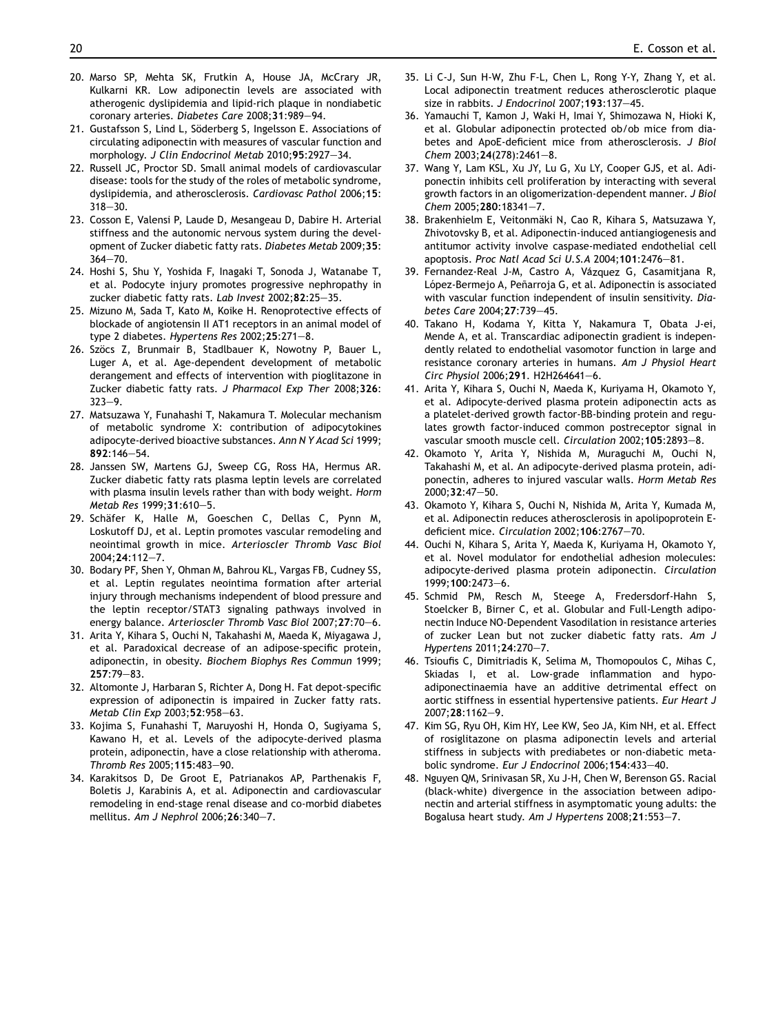20. Marso SP, Mehta SK, Frutkin A, House JA, McCrary JR, Kulkarni KR. Low adiponectin levels are associated with atherogenic dyslipidemia and lipid-rich plaque in nondiabetic coronary arteries. *Diabetes Care* 2008;**31**:989—94.
21. Gustafsson S, Lind L, Söderberg S, Ingelsson E. Associations of circulating adiponectin with measures of vascular function and morphology. *J Clin Endocrinol Metab* 2010;**95**:2927—34.
22. Russell JC, Proctor SD. Small animal models of cardiovascular disease: tools for the study of the roles of metabolic syndrome, dyslipidemia, and atherosclerosis. *Cardiovasc Pathol* 2006;**15**: 318—30.
23. Cosson E, Valensi P, Laude D, Mesangeau D, Dabire H. Arterial stiffness and the autonomic nervous system during the development of Zucker diabetic fatty rats. *Diabetes Metab* 2009;**35**: 364—70.
24. Hoshi S, Shu Y, Yoshida F, Inagaki T, Sonoda J, Watanabe T, et al. Podocyte injury promotes progressive nephropathy in zucker diabetic fatty rats. *Lab Invest* 2002;**82**:25—35.
25. Mizuno M, Sada T, Kato M, Koike H. Renoprotective effects of blockade of angiotensin II AT1 receptors in an animal model of type 2 diabetes. *Hypertens Res* 2002;**25**:271—8.
26. Szöcs Z, Brunmair B, Stadlbauer K, Nowotny P, Bauer L, Luger A, et al. Age-dependent development of metabolic derangement and effects of intervention with pioglitazone in Zucker diabetic fatty rats. *J Pharmacol Exp Ther* 2008;**326**: 323—9.
27. Matsuzawa Y, Funahashi T, Nakamura T. Molecular mechanism of metabolic syndrome X: contribution of adipocytokines adipocyte-derived bioactive substances. *Ann N Y Acad Sci* 1999; **892**:146—54.
28. Janssen SW, Martens GJ, Sweep CG, Ross HA, Hermus AR. Zucker diabetic fatty rats plasma leptin levels are correlated with plasma insulin levels rather than with body weight. *Horm Metab Res* 1999;**31**:610—5.
29. Schäfer K, Halle M, Goeschen C, Dellas C, Pynn M, Loskutoff DJ, et al. Leptin promotes vascular remodeling and neointimal growth in mice. *Arterioscler Thromb Vasc Biol* 2004;**24**:112—7.
30. Bodary PF, Shen Y, Ohman M, Bahrou KL, Vargas FB, Cudney SS, et al. Leptin regulates neointima formation after arterial injury through mechanisms independent of blood pressure and the leptin receptor/STAT3 signaling pathways involved in energy balance. *Arterioscler Thromb Vasc Biol* 2007;**27**:70—6.
31. Arita Y, Kihara S, Ouchi N, Takahashi M, Maeda K, Miyagawa J, et al. Paradoxical decrease of an adipose-specific protein, adiponectin, in obesity. *Biochem Biophys Res Commun* 1999; **257**:79—83.
32. Altomonte J, Harbaran S, Richter A, Dong H. Fat depot-specific expression of adiponectin is impaired in Zucker fatty rats. *Metab Clin Exp* 2003;**52**:958—63.
33. Kojima S, Funahashi T, Maruyoshi H, Honda O, Sugiyama S, Kawano H, et al. Levels of the adipocyte-derived plasma protein, adiponectin, have a close relationship with atheroma. *Thromb Res* 2005;**115**:483—90.
34. Karakitsos D, De Groot E, Patrianakos AP, Parthenakis F, Boletis J, Karabinis A, et al. Adiponectin and cardiovascular remodeling in end-stage renal disease and co-morbid diabetes mellitus. *Am J Nephrol* 2006;**26**:340—7.
35. Li C-J, Sun H-W, Zhu F-L, Chen L, Rong Y-Y, Zhang Y, et al. Local adiponectin treatment reduces atherosclerotic plaque size in rabbits. *J Endocrinol* 2007;**193**:137—45.
36. Yamauchi T, Kamon J, Waki H, Imai Y, Shimozawa N, Hioki K, et al. Globular adiponectin protected ob/ob mice from diabetes and ApoE-deficient mice from atherosclerosis. *J Biol Chem* 2003;**24**(278):2461—8.
37. Wang Y, Lam KSL, Xu JY, Lu G, Xu LY, Cooper GJS, et al. Adiponectin inhibits cell proliferation by interacting with several growth factors in an oligomerization-dependent manner. *J Biol Chem* 2005;**280**:18341—7.
38. Brakenhielm E, Veitonmäki N, Cao R, Kihara S, Matsuzawa Y, Zhivotovsky B, et al. Adiponectin-induced antiangiogenesis and antitumor activity involve caspase-mediated endothelial cell apoptosis. *Proc Natl Acad Sci U.S.A* 2004;**101**:2476—81.
39. Fernandez-Real J-M, Castro A, Vázquez G, Casamitjana R, López-Bermejo A, Peñarroja G, et al. Adiponectin is associated with vascular function independent of insulin sensitivity. *Diabetes Care* 2004;**27**:739—45.
40. Takano H, Kodama Y, Kitta Y, Nakamura T, Obata J-ei, Mende A, et al. Transcardiac adiponectin gradient is independently related to endothelial vasomotor function in large and resistance coronary arteries in humans. *Am J Physiol Heart Circ Physiol* 2006;**291**. H2H264641—6.
41. Arita Y, Kihara S, Ouchi N, Maeda K, Kuriyama H, Okamoto Y, et al. Adipocyte-derived plasma protein adiponectin acts as a platelet-derived growth factor-BB-binding protein and regulates growth factor-induced common postreceptor signal in vascular smooth muscle cell. *Circulation* 2002;**105**:2893—8.
42. Okamoto Y, Arita Y, Nishida M, Muraguchi M, Ouchi N, Takahashi M, et al. An adipocyte-derived plasma protein, adiponectin, adheres to injured vascular walls. *Horm Metab Res* 2000;**32**:47—50.
43. Okamoto Y, Kihara S, Ouchi N, Nishida M, Arita Y, Kumada M, et al. Adiponectin reduces atherosclerosis in apolipoprotein E-deficient mice. *Circulation* 2002;**106**:2767—70.
44. Ouchi N, Kihara S, Arita Y, Maeda K, Kuriyama H, Okamoto Y, et al. Novel modulator for endothelial adhesion molecules: adipocyte-derived plasma protein adiponectin. *Circulation* 1999;**100**:2473—6.
45. Schmid PM, Resch M, Steege A, Fredersdorf-Hahn S, Stoelcker B, Birner C, et al. Globular and Full-Length adiponectin Induce NO-Dependent Vasodilation in resistance arteries of zucker Lean but not zucker diabetic fatty rats. *Am J Hypertens* 2011;**24**:270—7.
46. Tsioufis C, Dimitriadis K, Selima M, Thomopoulos C, Mihas C, Skiadas I, et al. Low-grade inflammation and hypoadiponectinaemia have an additive detrimental effect on aortic stiffness in essential hypertensive patients. *Eur Heart J* 2007;**28**:1162—9.
47. Kim SG, Ryu OH, Kim HY, Lee KW, Seo JA, Kim NH, et al. Effect of rosiglitazone on plasma adiponectin levels and arterial stiffness in subjects with prediabetes or non-diabetic metabolic syndrome. *Eur J Endocrinol* 2006;**154**:433—40.
48. Nguyen QM, Srinivasan SR, Xu J-H, Chen W, Berenson GS. Racial (black-white) divergence in the association between adiponectin and arterial stiffness in asymptomatic young adults: the Bogalusa heart study. *Am J Hypertens* 2008;**21**:553—7.